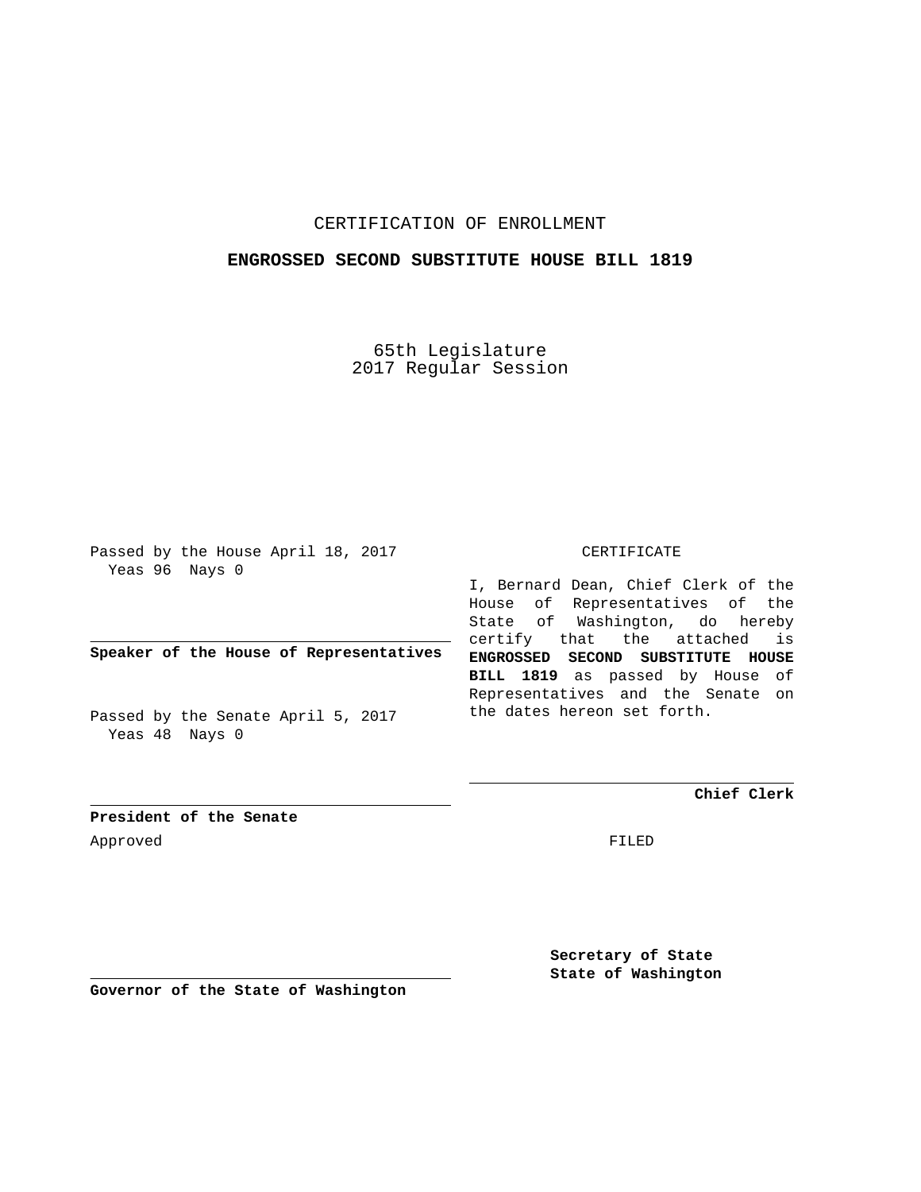CERTIFICATION OF ENROLLMENT

**ENGROSSED SECOND SUBSTITUTE HOUSE BILL 1819**

65th Legislature
2017 Regular Session

Passed by the House April 18, 2017
Yeas 96 Nays 0

**Speaker of the House of Representatives**

Passed by the Senate April 5, 2017
Yeas 48 Nays 0

**President of the Senate**

Approved

**Governor of the State of Washington**

CERTIFICATE

I, Bernard Dean, Chief Clerk of the House of Representatives of the State of Washington, do hereby certify that the attached is **ENGROSSED SECOND SUBSTITUTE HOUSE BILL 1819** as passed by House of Representatives and the Senate on the dates hereon set forth.

**Chief Clerk**

FILED

**Secretary of State**
**State of Washington**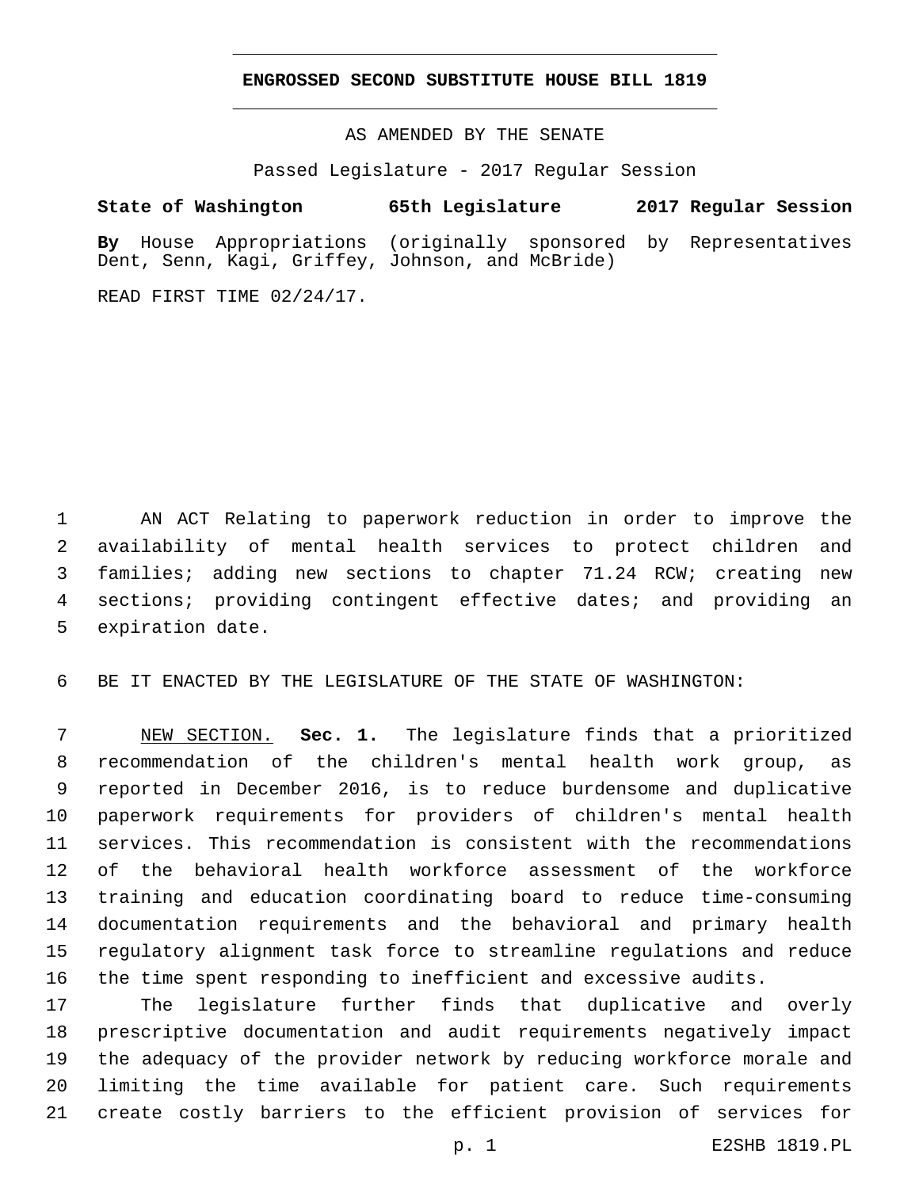**ENGROSSED SECOND SUBSTITUTE HOUSE BILL 1819**

AS AMENDED BY THE SENATE

Passed Legislature - 2017 Regular Session

**State of Washington 65th Legislature 2017 Regular Session**

**By** House Appropriations (originally sponsored by Representatives Dent, Senn, Kagi, Griffey, Johnson, and McBride)

READ FIRST TIME 02/24/17.

AN ACT Relating to paperwork reduction in order to improve the availability of mental health services to protect children and families; adding new sections to chapter 71.24 RCW; creating new sections; providing contingent effective dates; and providing an expiration date.

BE IT ENACTED BY THE LEGISLATURE OF THE STATE OF WASHINGTON:

NEW SECTION. **Sec. 1.** The legislature finds that a prioritized recommendation of the children's mental health work group, as reported in December 2016, is to reduce burdensome and duplicative paperwork requirements for providers of children's mental health services. This recommendation is consistent with the recommendations of the behavioral health workforce assessment of the workforce training and education coordinating board to reduce time-consuming documentation requirements and the behavioral and primary health regulatory alignment task force to streamline regulations and reduce the time spent responding to inefficient and excessive audits.

The legislature further finds that duplicative and overly prescriptive documentation and audit requirements negatively impact the adequacy of the provider network by reducing workforce morale and limiting the time available for patient care. Such requirements create costly barriers to the efficient provision of services for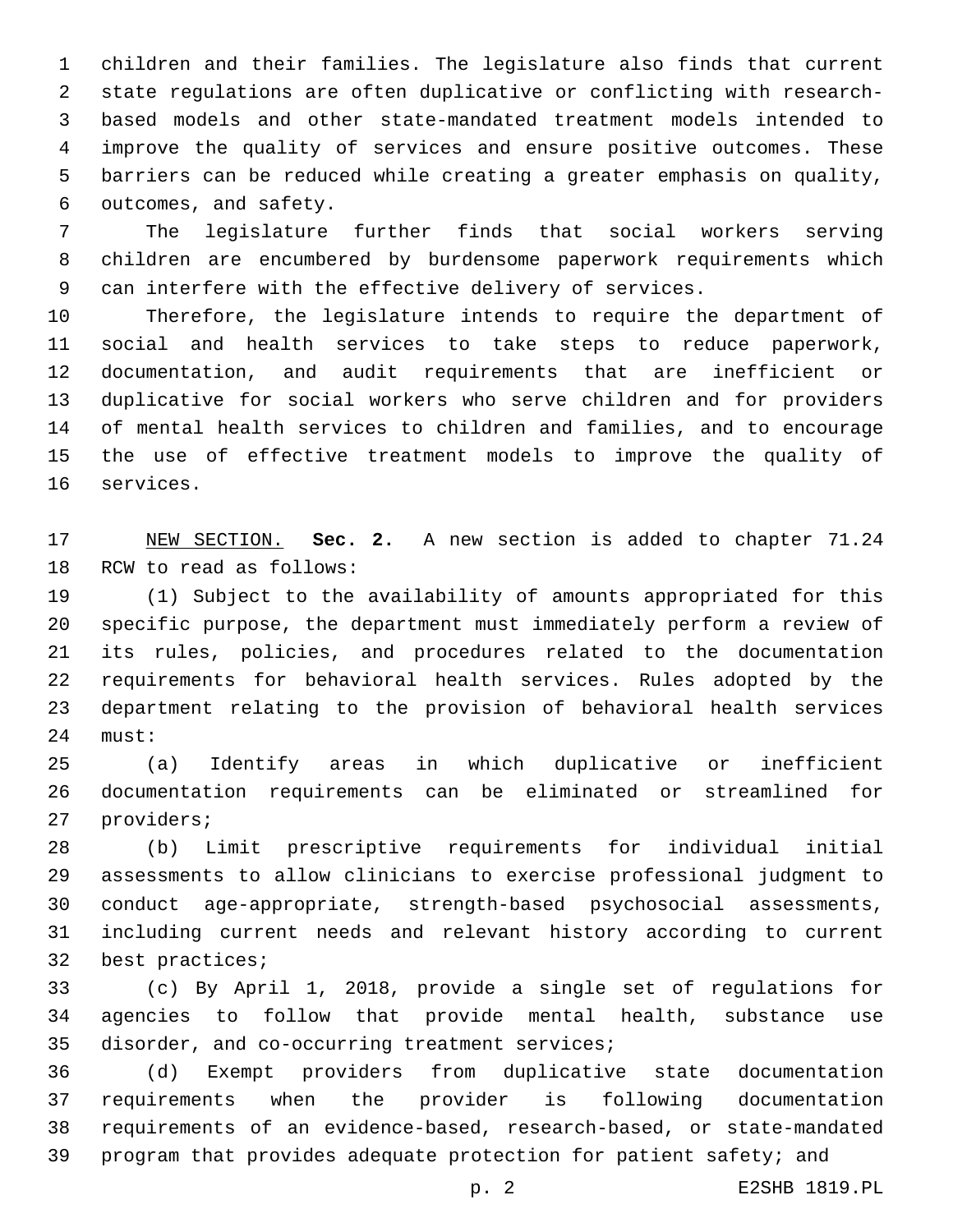children and their families. The legislature also finds that current state regulations are often duplicative or conflicting with research-based models and other state-mandated treatment models intended to improve the quality of services and ensure positive outcomes. These barriers can be reduced while creating a greater emphasis on quality, outcomes, and safety.

The legislature further finds that social workers serving children are encumbered by burdensome paperwork requirements which can interfere with the effective delivery of services.

Therefore, the legislature intends to require the department of social and health services to take steps to reduce paperwork, documentation, and audit requirements that are inefficient or duplicative for social workers who serve children and for providers of mental health services to children and families, and to encourage the use of effective treatment models to improve the quality of services.

NEW SECTION. **Sec. 2.** A new section is added to chapter 71.24 RCW to read as follows:

(1) Subject to the availability of amounts appropriated for this specific purpose, the department must immediately perform a review of its rules, policies, and procedures related to the documentation requirements for behavioral health services. Rules adopted by the department relating to the provision of behavioral health services must:

(a) Identify areas in which duplicative or inefficient documentation requirements can be eliminated or streamlined for providers;

(b) Limit prescriptive requirements for individual initial assessments to allow clinicians to exercise professional judgment to conduct age-appropriate, strength-based psychosocial assessments, including current needs and relevant history according to current best practices;

(c) By April 1, 2018, provide a single set of regulations for agencies to follow that provide mental health, substance use disorder, and co-occurring treatment services;

(d) Exempt providers from duplicative state documentation requirements when the provider is following documentation requirements of an evidence-based, research-based, or state-mandated program that provides adequate protection for patient safety; and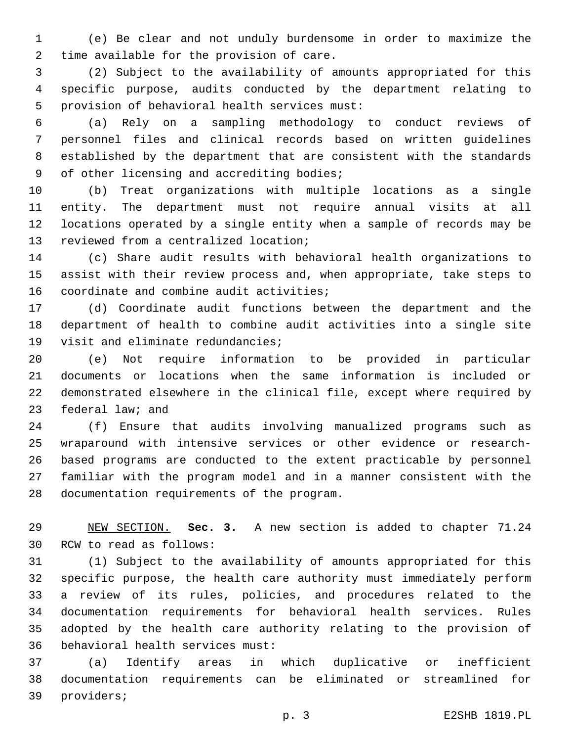(e) Be clear and not unduly burdensome in order to maximize the time available for the provision of care.

(2) Subject to the availability of amounts appropriated for this specific purpose, audits conducted by the department relating to provision of behavioral health services must:

(a) Rely on a sampling methodology to conduct reviews of personnel files and clinical records based on written guidelines established by the department that are consistent with the standards of other licensing and accrediting bodies;

(b) Treat organizations with multiple locations as a single entity. The department must not require annual visits at all locations operated by a single entity when a sample of records may be reviewed from a centralized location;

(c) Share audit results with behavioral health organizations to assist with their review process and, when appropriate, take steps to coordinate and combine audit activities;

(d) Coordinate audit functions between the department and the department of health to combine audit activities into a single site visit and eliminate redundancies;

(e) Not require information to be provided in particular documents or locations when the same information is included or demonstrated elsewhere in the clinical file, except where required by federal law; and

(f) Ensure that audits involving manualized programs such as wraparound with intensive services or other evidence or research-based programs are conducted to the extent practicable by personnel familiar with the program model and in a manner consistent with the documentation requirements of the program.

NEW SECTION. **Sec. 3.** A new section is added to chapter 71.24 RCW to read as follows:

(1) Subject to the availability of amounts appropriated for this specific purpose, the health care authority must immediately perform a review of its rules, policies, and procedures related to the documentation requirements for behavioral health services. Rules adopted by the health care authority relating to the provision of behavioral health services must:

(a) Identify areas in which duplicative or inefficient documentation requirements can be eliminated or streamlined for providers;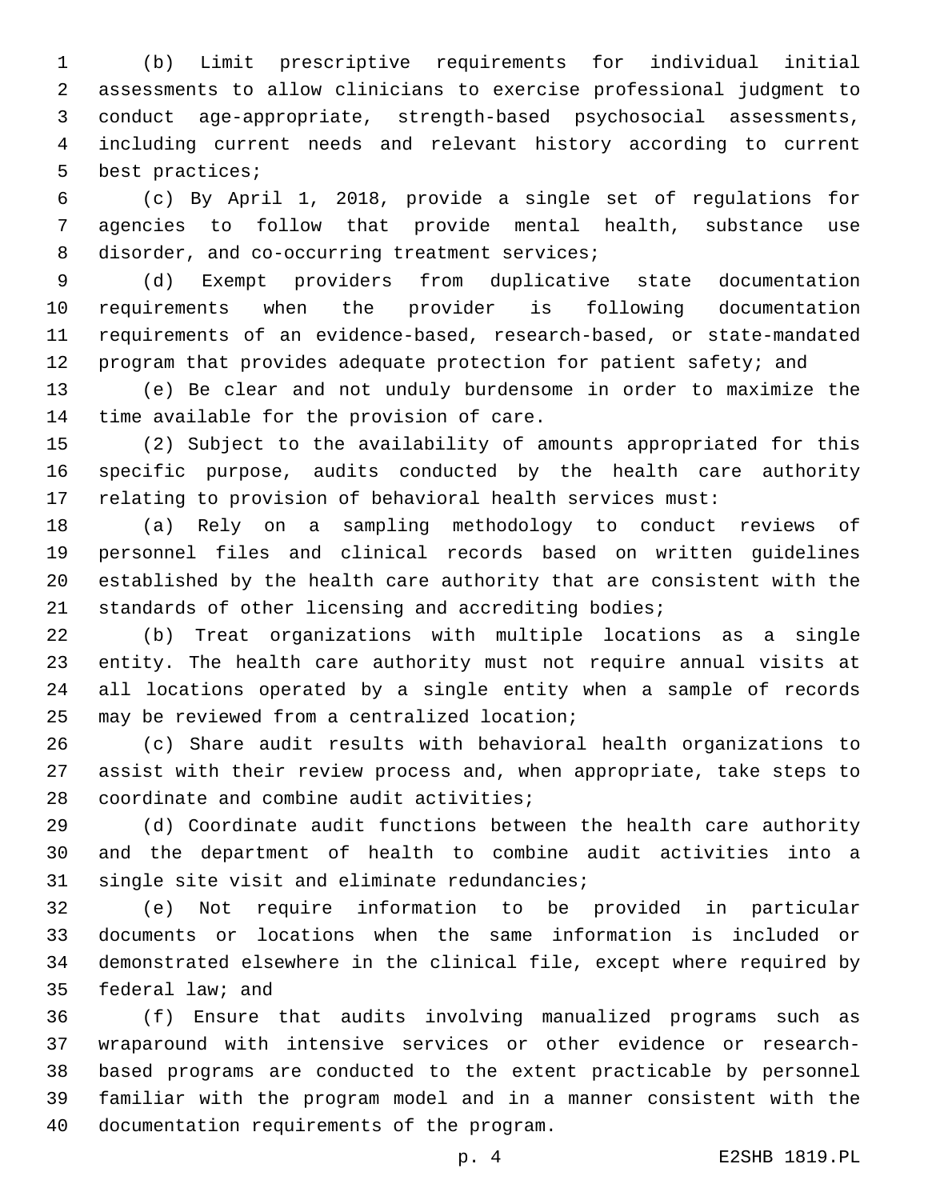(b) Limit prescriptive requirements for individual initial assessments to allow clinicians to exercise professional judgment to conduct age-appropriate, strength-based psychosocial assessments, including current needs and relevant history according to current best practices;

(c) By April 1, 2018, provide a single set of regulations for agencies to follow that provide mental health, substance use disorder, and co-occurring treatment services;

(d) Exempt providers from duplicative state documentation requirements when the provider is following documentation requirements of an evidence-based, research-based, or state-mandated program that provides adequate protection for patient safety; and

(e) Be clear and not unduly burdensome in order to maximize the time available for the provision of care.

(2) Subject to the availability of amounts appropriated for this specific purpose, audits conducted by the health care authority relating to provision of behavioral health services must:

(a) Rely on a sampling methodology to conduct reviews of personnel files and clinical records based on written guidelines established by the health care authority that are consistent with the standards of other licensing and accrediting bodies;

(b) Treat organizations with multiple locations as a single entity. The health care authority must not require annual visits at all locations operated by a single entity when a sample of records may be reviewed from a centralized location;

(c) Share audit results with behavioral health organizations to assist with their review process and, when appropriate, take steps to coordinate and combine audit activities;

(d) Coordinate audit functions between the health care authority and the department of health to combine audit activities into a single site visit and eliminate redundancies;

(e) Not require information to be provided in particular documents or locations when the same information is included or demonstrated elsewhere in the clinical file, except where required by federal law; and

(f) Ensure that audits involving manualized programs such as wraparound with intensive services or other evidence or research-based programs are conducted to the extent practicable by personnel familiar with the program model and in a manner consistent with the documentation requirements of the program.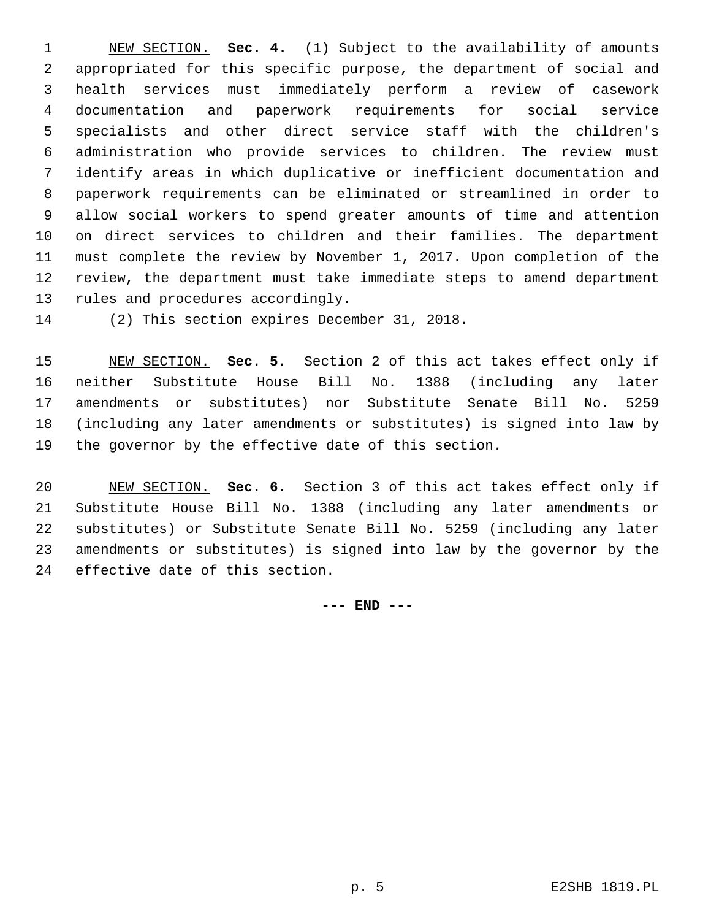NEW SECTION. **Sec. 4.** (1) Subject to the availability of amounts appropriated for this specific purpose, the department of social and health services must immediately perform a review of casework documentation and paperwork requirements for social service specialists and other direct service staff with the children's administration who provide services to children. The review must identify areas in which duplicative or inefficient documentation and paperwork requirements can be eliminated or streamlined in order to allow social workers to spend greater amounts of time and attention on direct services to children and their families. The department must complete the review by November 1, 2017. Upon completion of the review, the department must take immediate steps to amend department rules and procedures accordingly.

(2) This section expires December 31, 2018.

NEW SECTION. **Sec. 5.** Section 2 of this act takes effect only if neither Substitute House Bill No. 1388 (including any later amendments or substitutes) nor Substitute Senate Bill No. 5259 (including any later amendments or substitutes) is signed into law by the governor by the effective date of this section.

NEW SECTION. **Sec. 6.** Section 3 of this act takes effect only if Substitute House Bill No. 1388 (including any later amendments or substitutes) or Substitute Senate Bill No. 5259 (including any later amendments or substitutes) is signed into law by the governor by the effective date of this section.

**--- END ---**